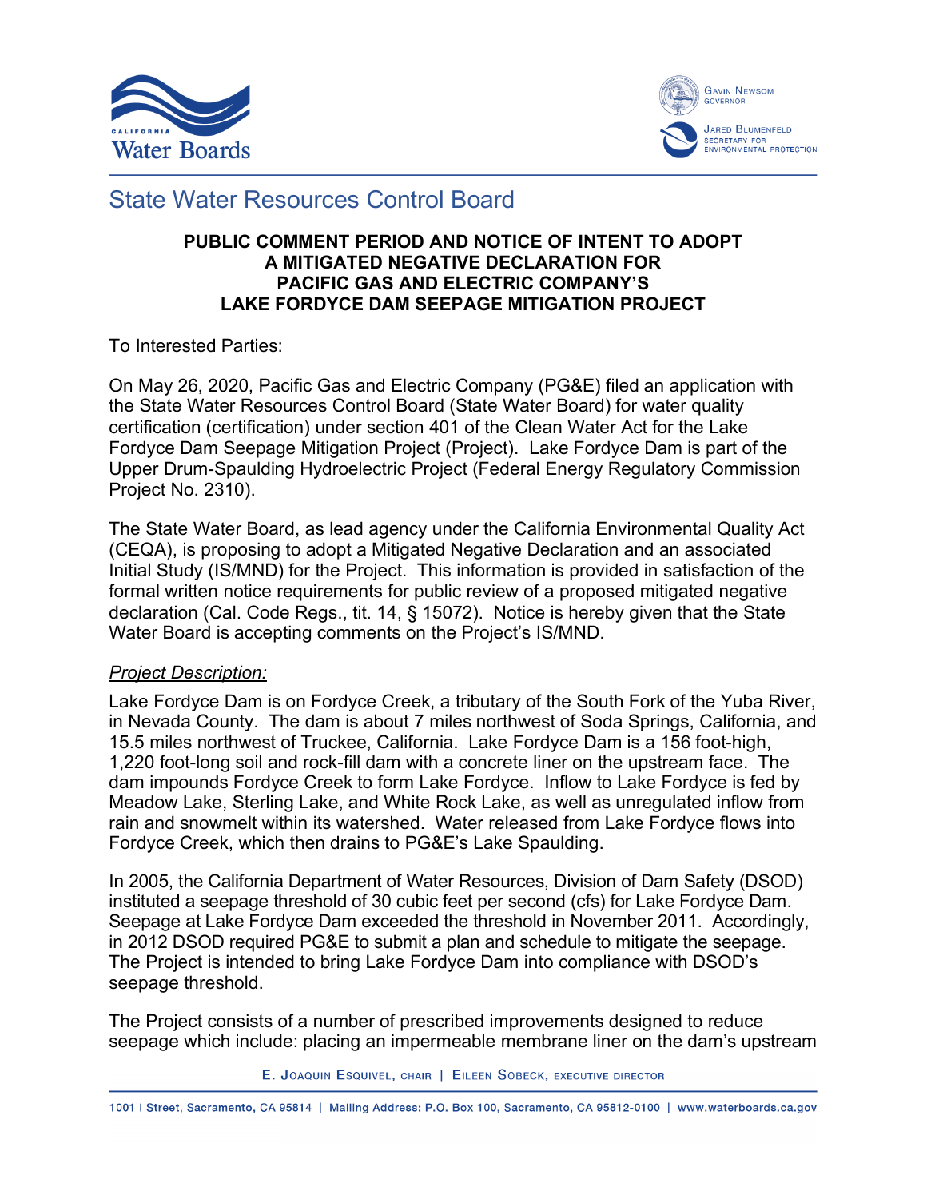# State Water Resources Control Board

**PUBLIC COMMENT PERIOD AND NOTICE OF INTENT TO ADOPT A MITIGATED NEGATIVE DECLARATION FOR PACIFIC GAS AND ELECTRIC COMPANY'S LAKE FORDYCE DAM SEEPAGE MITIGATION PROJECT**

To Interested Parties:

On May 26, 2020, Pacific Gas and Electric Company (PG&E) filed an application with the State Water Resources Control Board (State Water Board) for water quality certification (certification) under section 401 of the Clean Water Act for the Lake Fordyce Dam Seepage Mitigation Project (Project). Lake Fordyce Dam is part of the Upper Drum-Spaulding Hydroelectric Project (Federal Energy Regulatory Commission Project No. 2310).

The State Water Board, as lead agency under the California Environmental Quality Act (CEQA), is proposing to adopt a Mitigated Negative Declaration and an associated Initial Study (IS/MND) for the Project. This information is provided in satisfaction of the formal written notice requirements for public review of a proposed mitigated negative declaration (Cal. Code Regs., tit. 14, § 15072). Notice is hereby given that the State Water Board is accepting comments on the Project's IS/MND.

*Project Description:*

Lake Fordyce Dam is on Fordyce Creek, a tributary of the South Fork of the Yuba River, in Nevada County. The dam is about 7 miles northwest of Soda Springs, California, and 15.5 miles northwest of Truckee, California. Lake Fordyce Dam is a 156 foot-high, 1,220 foot-long soil and rock-fill dam with a concrete liner on the upstream face. The dam impounds Fordyce Creek to form Lake Fordyce. Inflow to Lake Fordyce is fed by Meadow Lake, Sterling Lake, and White Rock Lake, as well as unregulated inflow from rain and snowmelt within its watershed. Water released from Lake Fordyce flows into Fordyce Creek, which then drains to PG&E's Lake Spaulding.

In 2005, the California Department of Water Resources, Division of Dam Safety (DSOD) instituted a seepage threshold of 30 cubic feet per second (cfs) for Lake Fordyce Dam. Seepage at Lake Fordyce Dam exceeded the threshold in November 2011. Accordingly, in 2012 DSOD required PG&E to submit a plan and schedule to mitigate the seepage. The Project is intended to bring Lake Fordyce Dam into compliance with DSOD's seepage threshold.

The Project consists of a number of prescribed improvements designed to reduce seepage which include: placing an impermeable membrane liner on the dam's upstream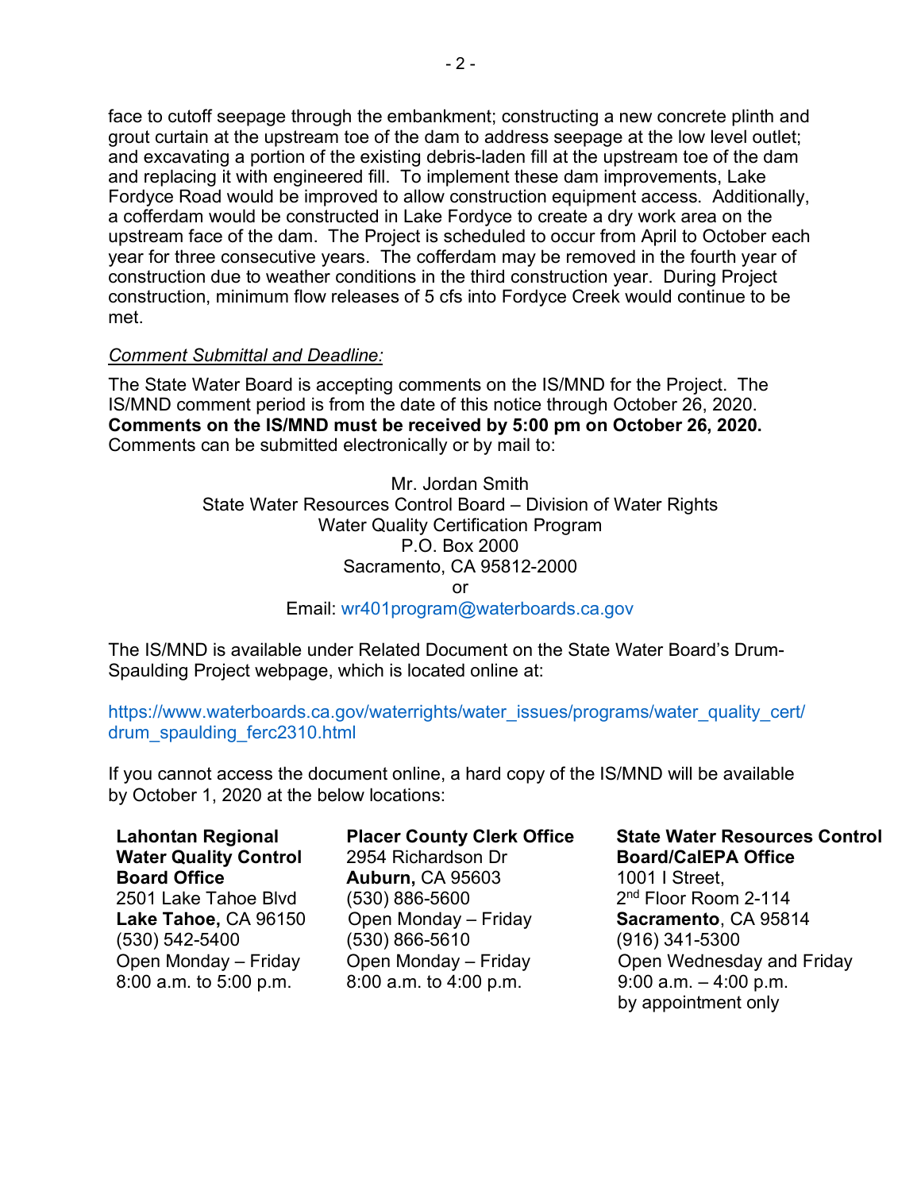face to cutoff seepage through the embankment; constructing a new concrete plinth and grout curtain at the upstream toe of the dam to address seepage at the low level outlet; and excavating a portion of the existing debris-laden fill at the upstream toe of the dam and replacing it with engineered fill. To implement these dam improvements, Lake Fordyce Road would be improved to allow construction equipment access. Additionally, a cofferdam would be constructed in Lake Fordyce to create a dry work area on the upstream face of the dam. The Project is scheduled to occur from April to October each year for three consecutive years. The cofferdam may be removed in the fourth year of construction due to weather conditions in the third construction year. During Project construction, minimum flow releases of 5 cfs into Fordyce Creek would continue to be met.

*Comment Submittal and Deadline:*

The State Water Board is accepting comments on the IS/MND for the Project. The IS/MND comment period is from the date of this notice through October 26, 2020. **Comments on the IS/MND must be received by 5:00 pm on October 26, 2020.** Comments can be submitted electronically or by mail to:

Mr. Jordan Smith
State Water Resources Control Board – Division of Water Rights
Water Quality Certification Program
P.O. Box 2000
Sacramento, CA 95812-2000
or
Email: wr401program@waterboards.ca.gov

The IS/MND is available under Related Document on the State Water Board's Drum-Spaulding Project webpage, which is located online at:

https://www.waterboards.ca.gov/waterrights/water_issues/programs/water_quality_cert/drum_spaulding_ferc2310.html

If you cannot access the document online, a hard copy of the IS/MND will be available by October 1, 2020 at the below locations:

**Lahontan Regional Water Quality Control Board Office**
2501 Lake Tahoe Blvd
**Lake Tahoe,** CA 96150
(530) 542-5400
Open Monday – Friday
8:00 a.m. to 5:00 p.m.

**Placer County Clerk Office**
2954 Richardson Dr
**Auburn,** CA 95603
(530) 886-5600
Open Monday – Friday
(530) 866-5610
Open Monday – Friday
8:00 a.m. to 4:00 p.m.

**State Water Resources Control Board/CalEPA Office**
1001 I Street,
2nd Floor Room 2-114
**Sacramento**, CA 95814
(916) 341-5300
Open Wednesday and Friday
9:00 a.m. – 4:00 p.m.
by appointment only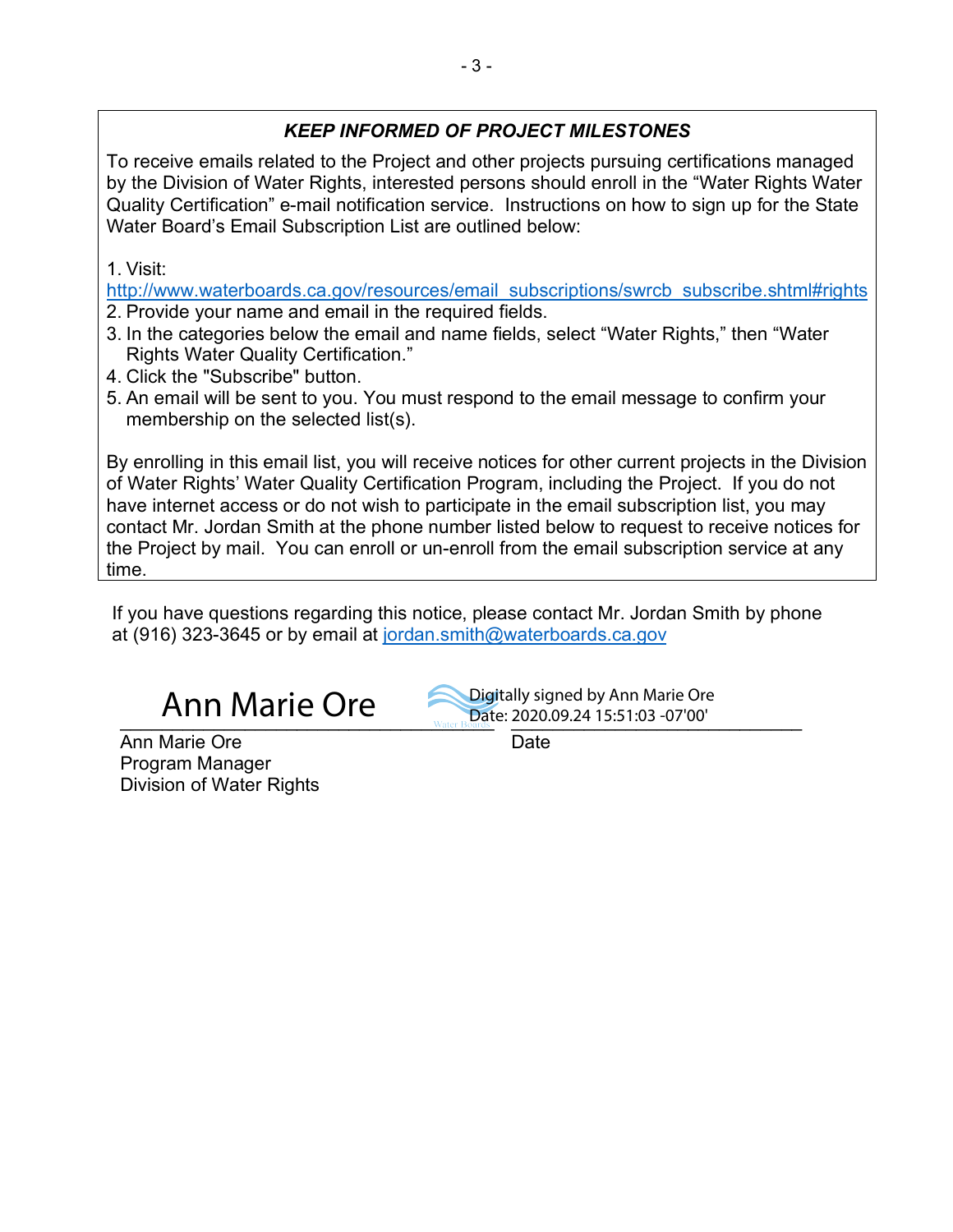### *KEEP INFORMED OF PROJECT MILESTONES*

To receive emails related to the Project and other projects pursuing certifications managed by the Division of Water Rights, interested persons should enroll in the "Water Rights Water Quality Certification" e-mail notification service. Instructions on how to sign up for the State Water Board's Email Subscription List are outlined below:

1. Visit: http://www.waterboards.ca.gov/resources/email_subscriptions/swrcb_subscribe.shtml#rights
2. Provide your name and email in the required fields.
3. In the categories below the email and name fields, select "Water Rights," then "Water Rights Water Quality Certification."
4. Click the "Subscribe" button.
5. An email will be sent to you. You must respond to the email message to confirm your membership on the selected list(s).

By enrolling in this email list, you will receive notices for other current projects in the Division of Water Rights' Water Quality Certification Program, including the Project. If you do not have internet access or do not wish to participate in the email subscription list, you may contact Mr. Jordan Smith at the phone number listed below to request to receive notices for the Project by mail. You can enroll or un-enroll from the email subscription service at any time.

If you have questions regarding this notice, please contact Mr. Jordan Smith by phone at (916) 323-3645 or by email at jordan.smith@waterboards.ca.gov

Ann Marie Ore — Digitally signed by Ann Marie Ore
Date: 2020.09.24 15:51:03 -07'00'

Ann Marie Ore
Program Manager
Division of Water Rights

Date